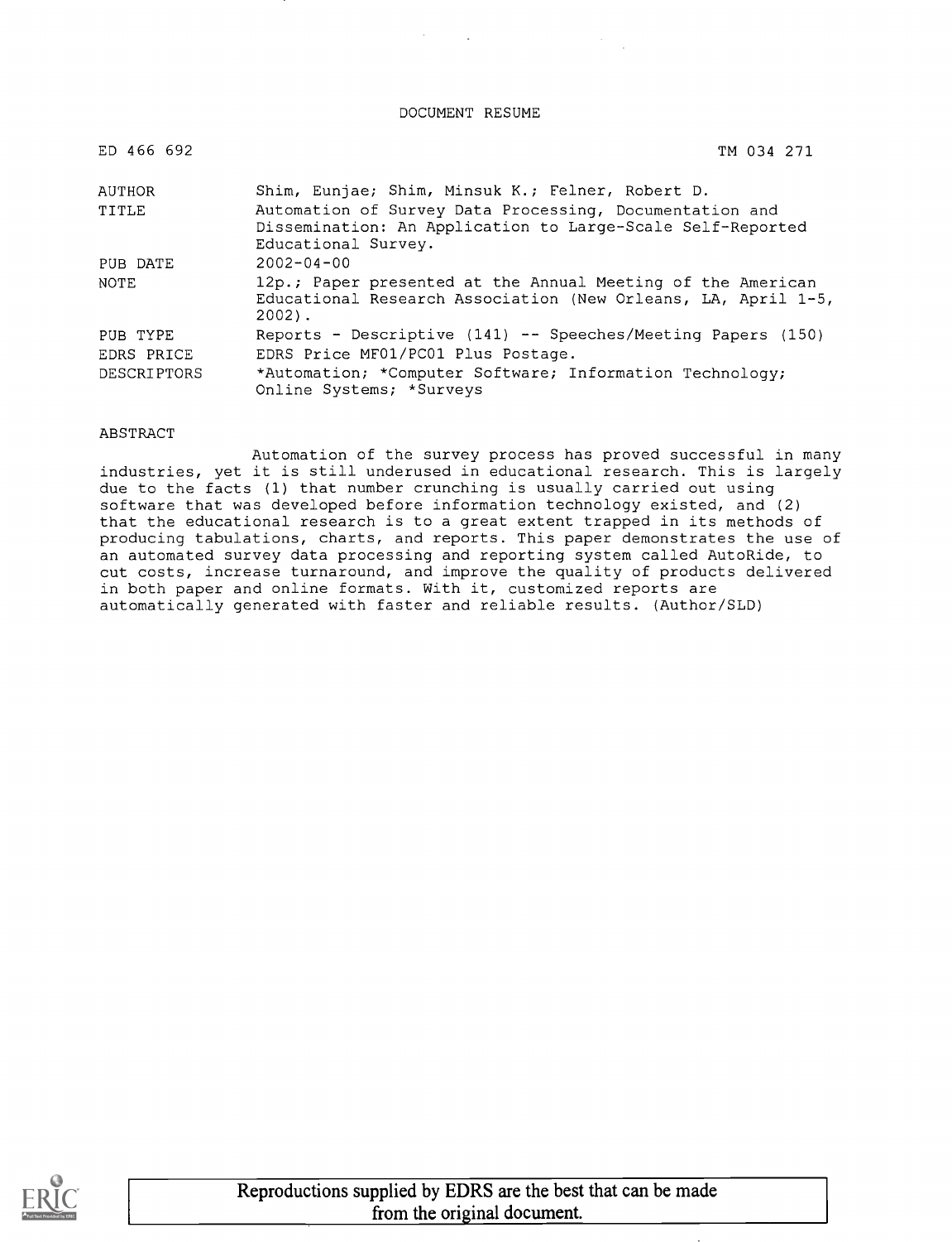DOCUMENT RESUME

| ED 466 692 | TM 034 271 |
|---|---|
| AUTHOR | Shim, Eunjae; Shim, Minsuk K.; Felner, Robert D. |
| TITLE | Automation of Survey Data Processing, Documentation and Dissemination: An Application to Large-Scale Self-Reported Educational Survey. |
| PUB DATE | 2002-04-00 |
| NOTE | 12p.; Paper presented at the Annual Meeting of the American Educational Research Association (New Orleans, LA, April 1-5, 2002). |
| PUB TYPE | Reports - Descriptive (141) -- Speeches/Meeting Papers (150) |
| EDRS PRICE | EDRS Price MF01/PC01 Plus Postage. |
| DESCRIPTORS | *Automation; *Computer Software; Information Technology; Online Systems; *Surveys |

ABSTRACT

Automation of the survey process has proved successful in many industries, yet it is still underused in educational research. This is largely due to the facts (1) that number crunching is usually carried out using software that was developed before information technology existed, and (2) that the educational research is to a great extent trapped in its methods of producing tabulations, charts, and reports. This paper demonstrates the use of an automated survey data processing and reporting system called AutoRide, to cut costs, increase turnaround, and improve the quality of products delivered in both paper and online formats. With it, customized reports are automatically generated with faster and reliable results. (Author/SLD)

Reproductions supplied by EDRS are the best that can be made from the original document.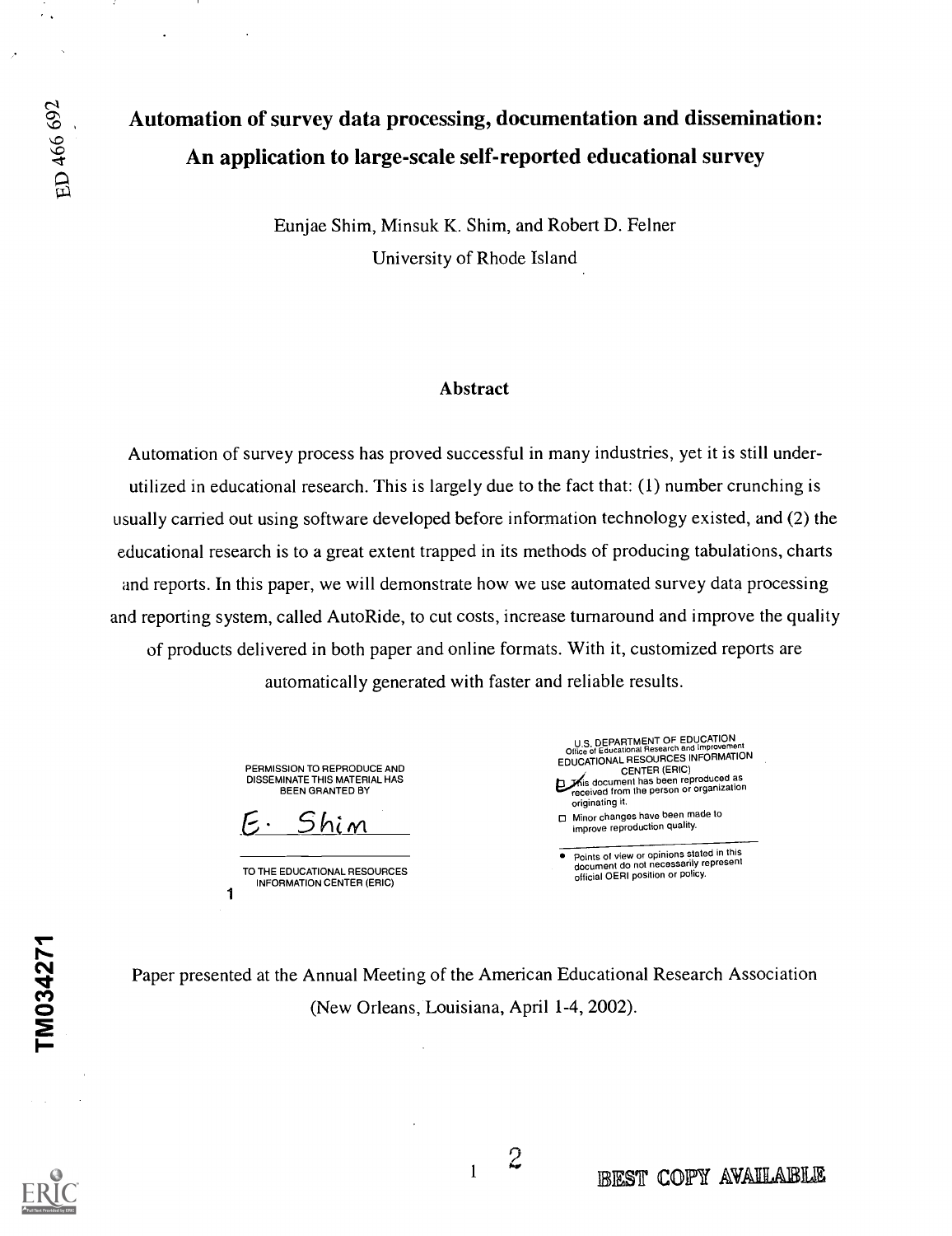# Automation of survey data processing, documentation and dissemination: An application to large-scale self-reported educational survey

Eunjae Shim, Minsuk K. Shim, and Robert D. Felner

University of Rhode Island

## Abstract

Automation of survey process has proved successful in many industries, yet it is still under-utilized in educational research. This is largely due to the fact that: (1) number crunching is usually carried out using software developed before information technology existed, and (2) the educational research is to a great extent trapped in its methods of producing tabulations, charts and reports. In this paper, we will demonstrate how we use automated survey data processing and reporting system, called AutoRide, to cut costs, increase turnaround and improve the quality of products delivered in both paper and online formats. With it, customized reports are automatically generated with faster and reliable results.

PERMISSION TO REPRODUCE AND DISSEMINATE THIS MATERIAL HAS BEEN GRANTED BY

E. Shim

TO THE EDUCATIONAL RESOURCES INFORMATION CENTER (ERIC)

U.S. DEPARTMENT OF EDUCATION
Office of Educational Research and Improvement
EDUCATIONAL RESOURCES INFORMATION CENTER (ERIC)

- ☑ This document has been reproduced as received from the person or organization originating it.
- ☐ Minor changes have been made to improve reproduction quality.

- Points of view or opinions stated in this document do not necessarily represent official OERI position or policy.

Paper presented at the Annual Meeting of the American Educational Research Association (New Orleans, Louisiana, April 1-4, 2002).

BEST COPY AVAILABLE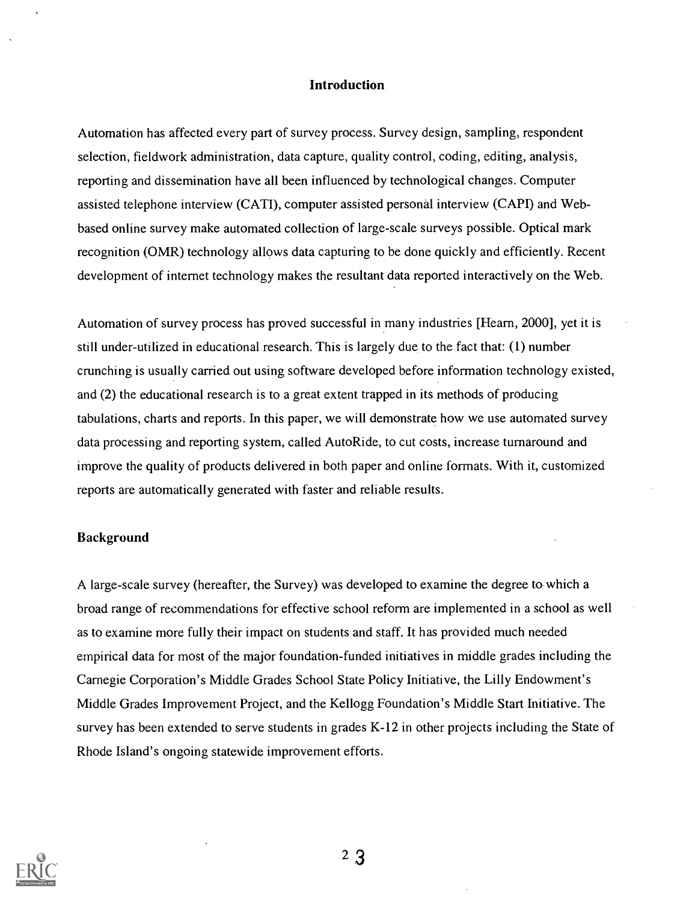## Introduction

Automation has affected every part of survey process. Survey design, sampling, respondent selection, fieldwork administration, data capture, quality control, coding, editing, analysis, reporting and dissemination have all been influenced by technological changes. Computer assisted telephone interview (CATI), computer assisted personal interview (CAPI) and Web-based online survey make automated collection of large-scale surveys possible. Optical mark recognition (OMR) technology allows data capturing to be done quickly and efficiently. Recent development of internet technology makes the resultant data reported interactively on the Web.

Automation of survey process has proved successful in many industries [Hearn, 2000], yet it is still under-utilized in educational research. This is largely due to the fact that: (1) number crunching is usually carried out using software developed before information technology existed, and (2) the educational research is to a great extent trapped in its methods of producing tabulations, charts and reports. In this paper, we will demonstrate how we use automated survey data processing and reporting system, called AutoRide, to cut costs, increase turnaround and improve the quality of products delivered in both paper and online formats. With it, customized reports are automatically generated with faster and reliable results.

### Background

A large-scale survey (hereafter, the Survey) was developed to examine the degree to which a broad range of recommendations for effective school reform are implemented in a school as well as to examine more fully their impact on students and staff. It has provided much needed empirical data for most of the major foundation-funded initiatives in middle grades including the Carnegie Corporation's Middle Grades School State Policy Initiative, the Lilly Endowment's Middle Grades Improvement Project, and the Kellogg Foundation's Middle Start Initiative. The survey has been extended to serve students in grades K-12 in other projects including the State of Rhode Island's ongoing statewide improvement efforts.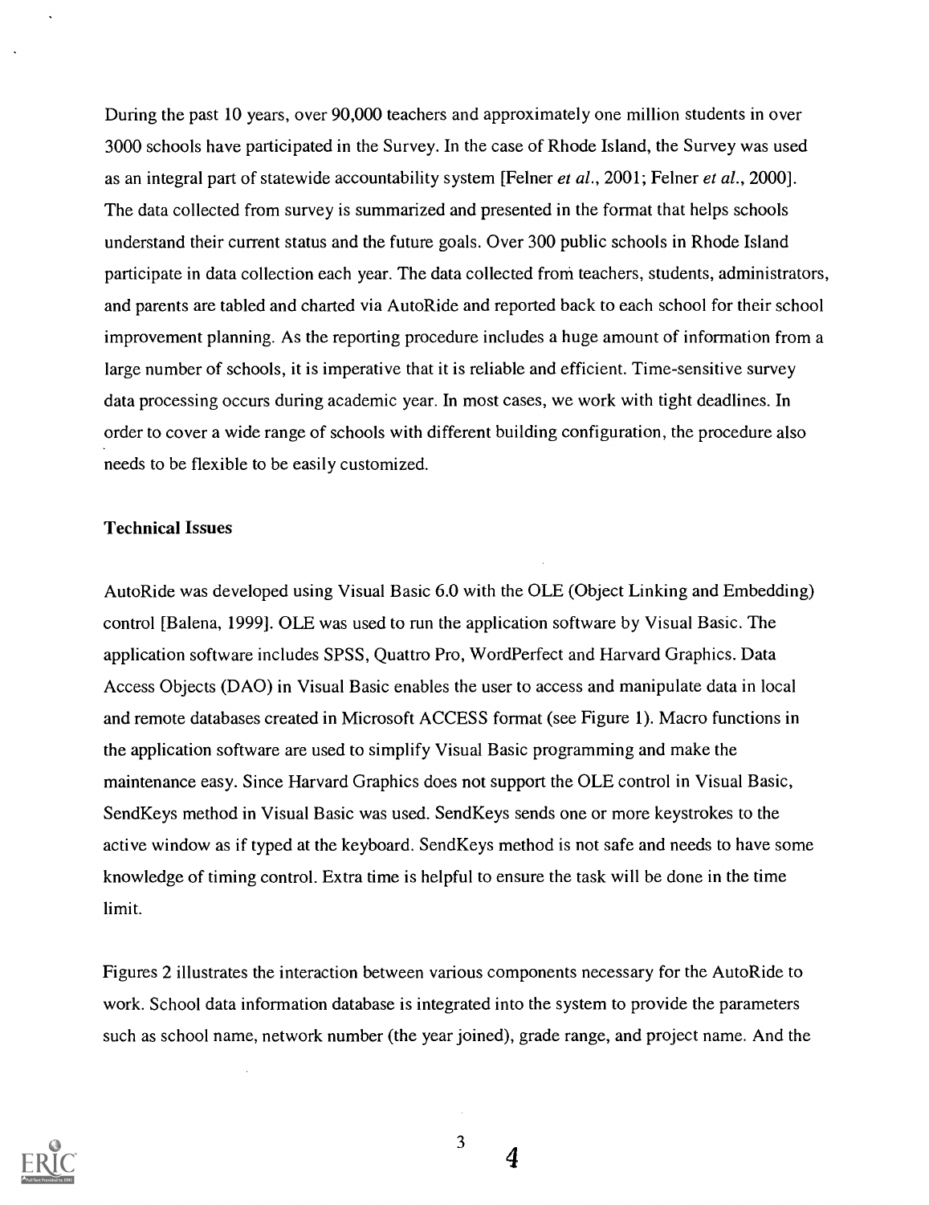During the past 10 years, over 90,000 teachers and approximately one million students in over 3000 schools have participated in the Survey. In the case of Rhode Island, the Survey was used as an integral part of statewide accountability system [Felner *et al.*, 2001; Felner *et al.*, 2000]. The data collected from survey is summarized and presented in the format that helps schools understand their current status and the future goals. Over 300 public schools in Rhode Island participate in data collection each year. The data collected from teachers, students, administrators, and parents are tabled and charted via AutoRide and reported back to each school for their school improvement planning. As the reporting procedure includes a huge amount of information from a large number of schools, it is imperative that it is reliable and efficient. Time-sensitive survey data processing occurs during academic year. In most cases, we work with tight deadlines. In order to cover a wide range of schools with different building configuration, the procedure also needs to be flexible to be easily customized.

### Technical Issues

AutoRide was developed using Visual Basic 6.0 with the OLE (Object Linking and Embedding) control [Balena, 1999]. OLE was used to run the application software by Visual Basic. The application software includes SPSS, Quattro Pro, WordPerfect and Harvard Graphics. Data Access Objects (DAO) in Visual Basic enables the user to access and manipulate data in local and remote databases created in Microsoft ACCESS format (see Figure 1). Macro functions in the application software are used to simplify Visual Basic programming and make the maintenance easy. Since Harvard Graphics does not support the OLE control in Visual Basic, SendKeys method in Visual Basic was used. SendKeys sends one or more keystrokes to the active window as if typed at the keyboard. SendKeys method is not safe and needs to have some knowledge of timing control. Extra time is helpful to ensure the task will be done in the time limit.

Figures 2 illustrates the interaction between various components necessary for the AutoRide to work. School data information database is integrated into the system to provide the parameters such as school name, network number (the year joined), grade range, and project name. And the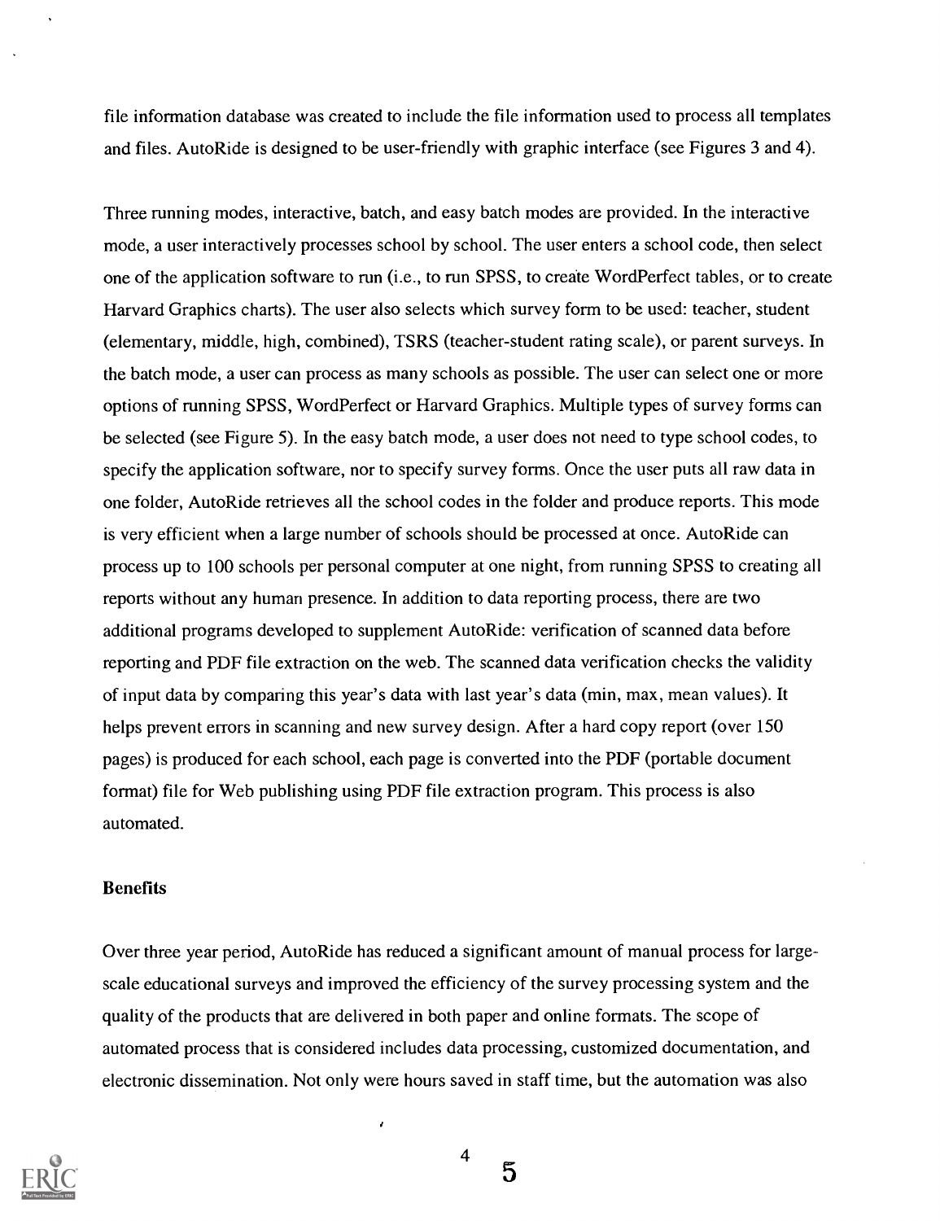file information database was created to include the file information used to process all templates and files. AutoRide is designed to be user-friendly with graphic interface (see Figures 3 and 4).

Three running modes, interactive, batch, and easy batch modes are provided. In the interactive mode, a user interactively processes school by school. The user enters a school code, then select one of the application software to run (i.e., to run SPSS, to create WordPerfect tables, or to create Harvard Graphics charts). The user also selects which survey form to be used: teacher, student (elementary, middle, high, combined), TSRS (teacher-student rating scale), or parent surveys. In the batch mode, a user can process as many schools as possible. The user can select one or more options of running SPSS, WordPerfect or Harvard Graphics. Multiple types of survey forms can be selected (see Figure 5). In the easy batch mode, a user does not need to type school codes, to specify the application software, nor to specify survey forms. Once the user puts all raw data in one folder, AutoRide retrieves all the school codes in the folder and produce reports. This mode is very efficient when a large number of schools should be processed at once. AutoRide can process up to 100 schools per personal computer at one night, from running SPSS to creating all reports without any human presence. In addition to data reporting process, there are two additional programs developed to supplement AutoRide: verification of scanned data before reporting and PDF file extraction on the web. The scanned data verification checks the validity of input data by comparing this year's data with last year's data (min, max, mean values). It helps prevent errors in scanning and new survey design. After a hard copy report (over 150 pages) is produced for each school, each page is converted into the PDF (portable document format) file for Web publishing using PDF file extraction program. This process is also automated.

### Benefits

Over three year period, AutoRide has reduced a significant amount of manual process for large-scale educational surveys and improved the efficiency of the survey processing system and the quality of the products that are delivered in both paper and online formats. The scope of automated process that is considered includes data processing, customized documentation, and electronic dissemination. Not only were hours saved in staff time, but the automation was also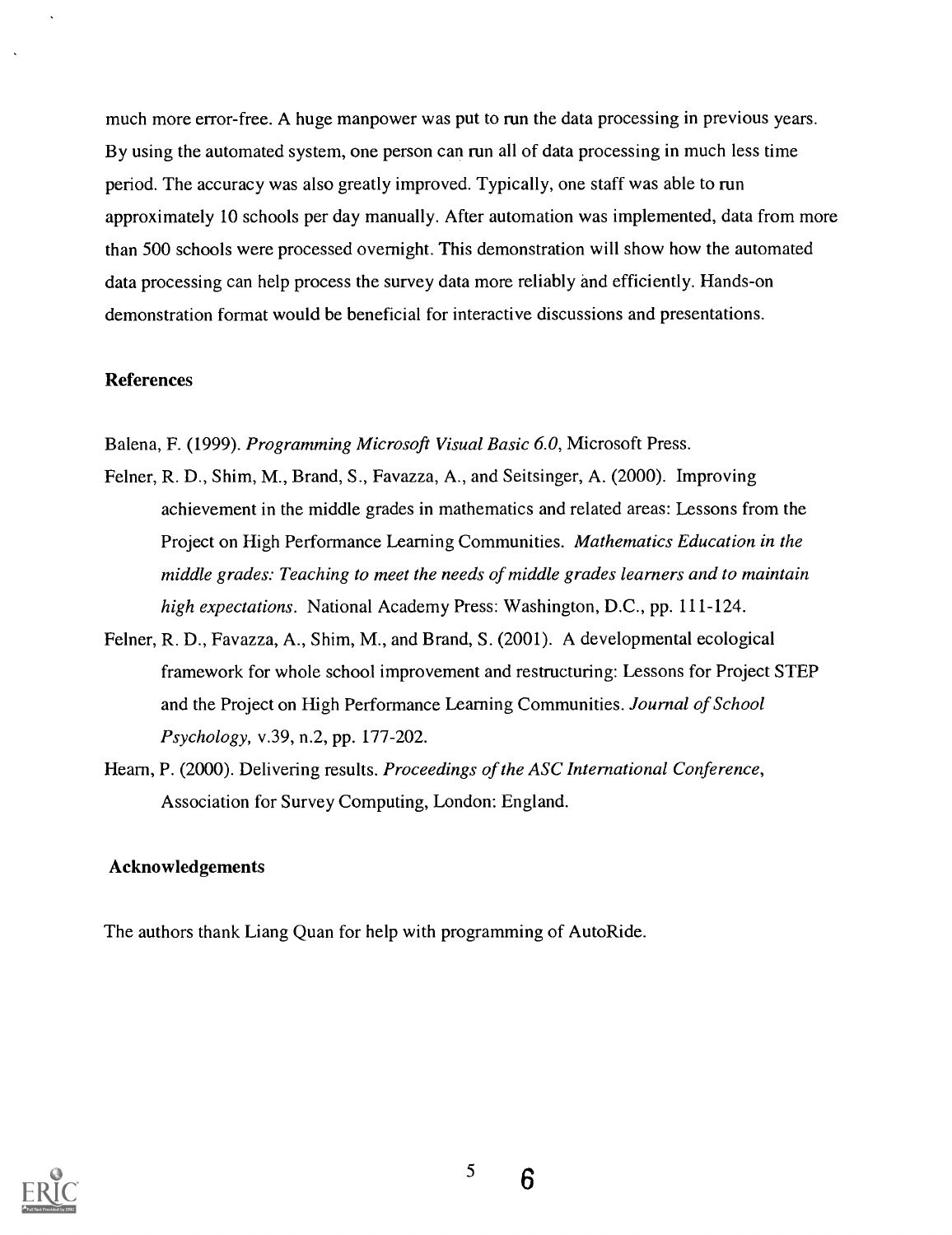much more error-free. A huge manpower was put to run the data processing in previous years. By using the automated system, one person can run all of data processing in much less time period. The accuracy was also greatly improved. Typically, one staff was able to run approximately 10 schools per day manually. After automation was implemented, data from more than 500 schools were processed overnight. This demonstration will show how the automated data processing can help process the survey data more reliably and efficiently. Hands-on demonstration format would be beneficial for interactive discussions and presentations.

## References

Balena, F. (1999). *Programming Microsoft Visual Basic 6.0*, Microsoft Press.

Felner, R. D., Shim, M., Brand, S., Favazza, A., and Seitsinger, A. (2000). Improving achievement in the middle grades in mathematics and related areas: Lessons from the Project on High Performance Learning Communities. *Mathematics Education in the middle grades: Teaching to meet the needs of middle grades learners and to maintain high expectations*. National Academy Press: Washington, D.C., pp. 111-124.

Felner, R. D., Favazza, A., Shim, M., and Brand, S. (2001). A developmental ecological framework for whole school improvement and restructuring: Lessons for Project STEP and the Project on High Performance Learning Communities. *Journal of School Psychology,* v.39, n.2, pp. 177-202.

Hearn, P. (2000). Delivering results. *Proceedings of the ASC International Conference*, Association for Survey Computing, London: England.

## Acknowledgements

The authors thank Liang Quan for help with programming of AutoRide.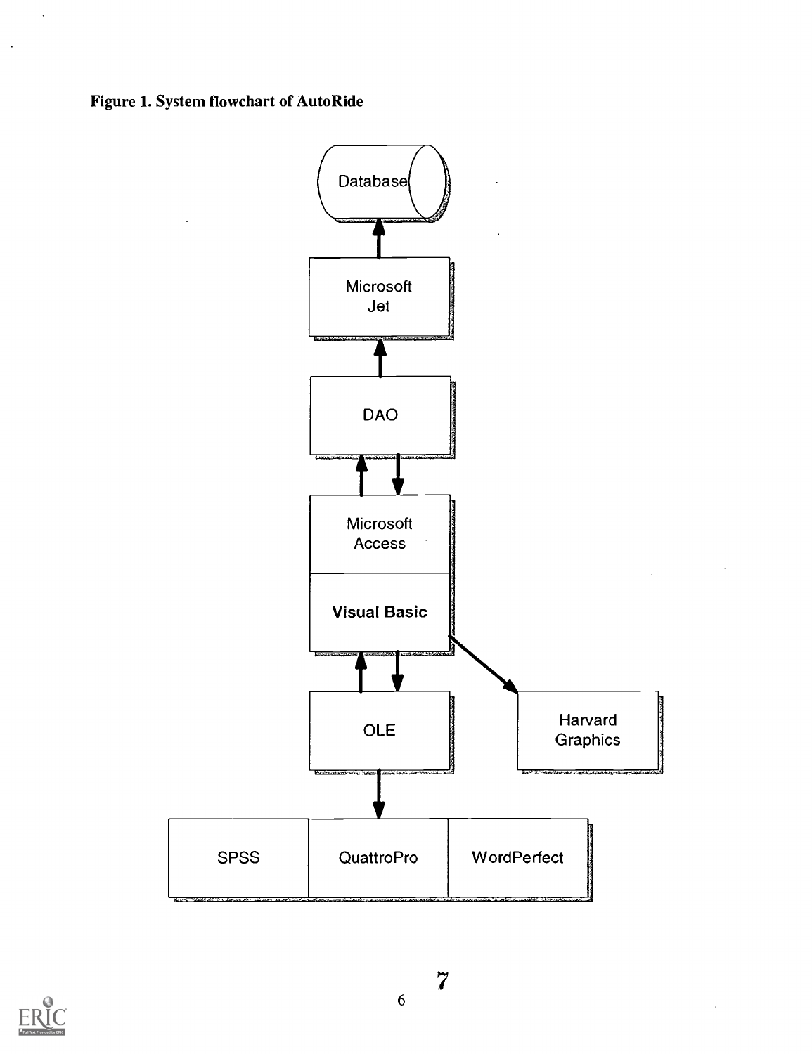**Figure 1. System flowchart of AutoRide**

Database

Microsoft Jet

DAO

Microsoft Access

**Visual Basic**

OLE

Harvard Graphics

SPSS | QuattroPro | WordPerfect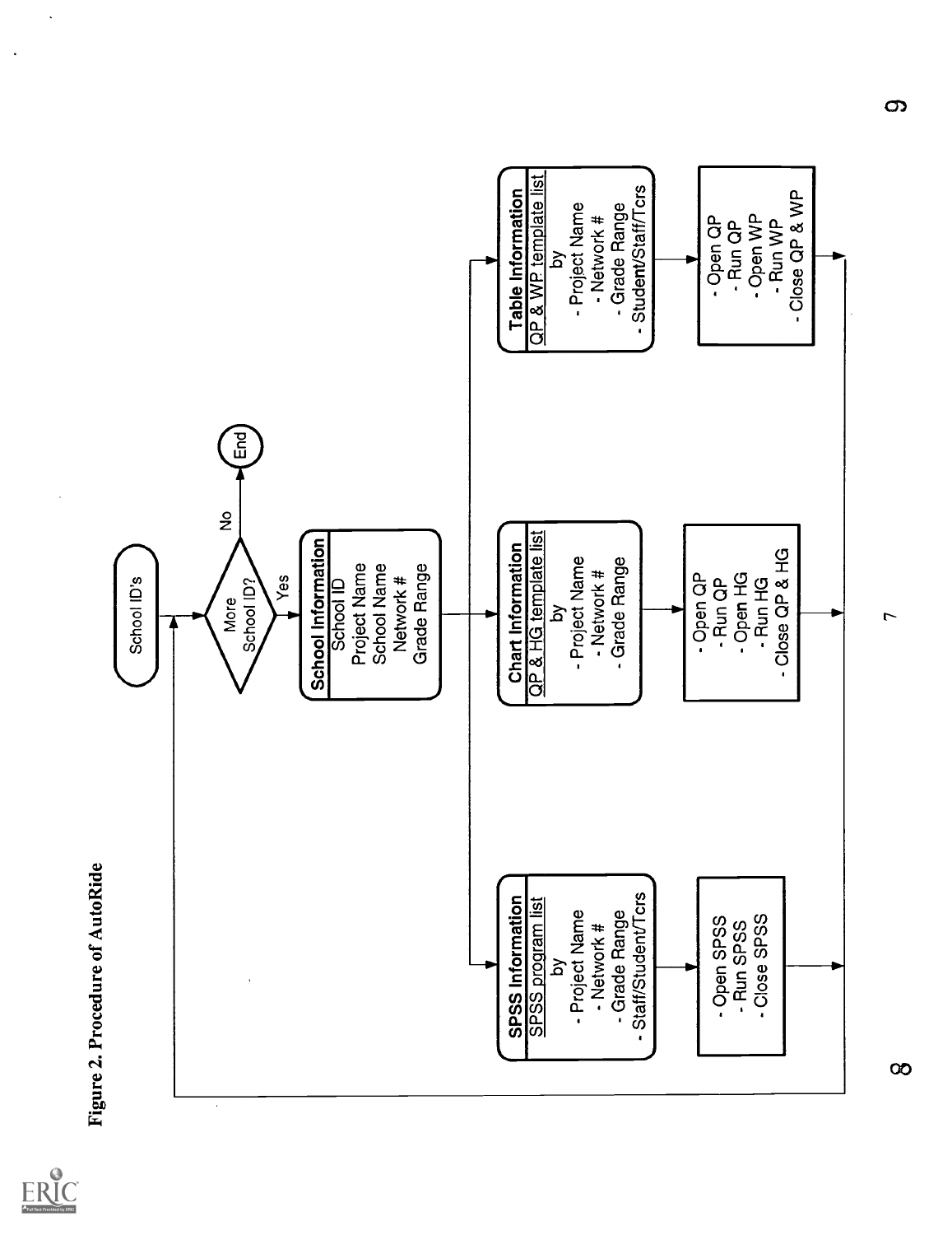**Figure 2. Procedure of AutoRide**

School ID's

More School ID?

No → End

Yes →

**School Information**
School ID
Project Name
School Name
Network #
Grade Range

**SPSS Information**
SPSS program list
by
- Project Name
- Network #
- Grade Range
- Staff/Student/Tcrs

- Open SPSS
- Run SPSS
- Close SPSS

**Chart Information**
QP & HG template list
by
- Project Name
- Network #
- Grade Range

- Open QP
- Run QP
- Open HG
- Run HG
- Close QP & HG

**Table Information**
QP & WP template list
by
- Project Name
- Network #
- Grade Range
- Student/Staff/Tcrs

- Open QP
- Run QP
- Open WP
- Run WP
- Close QP & WP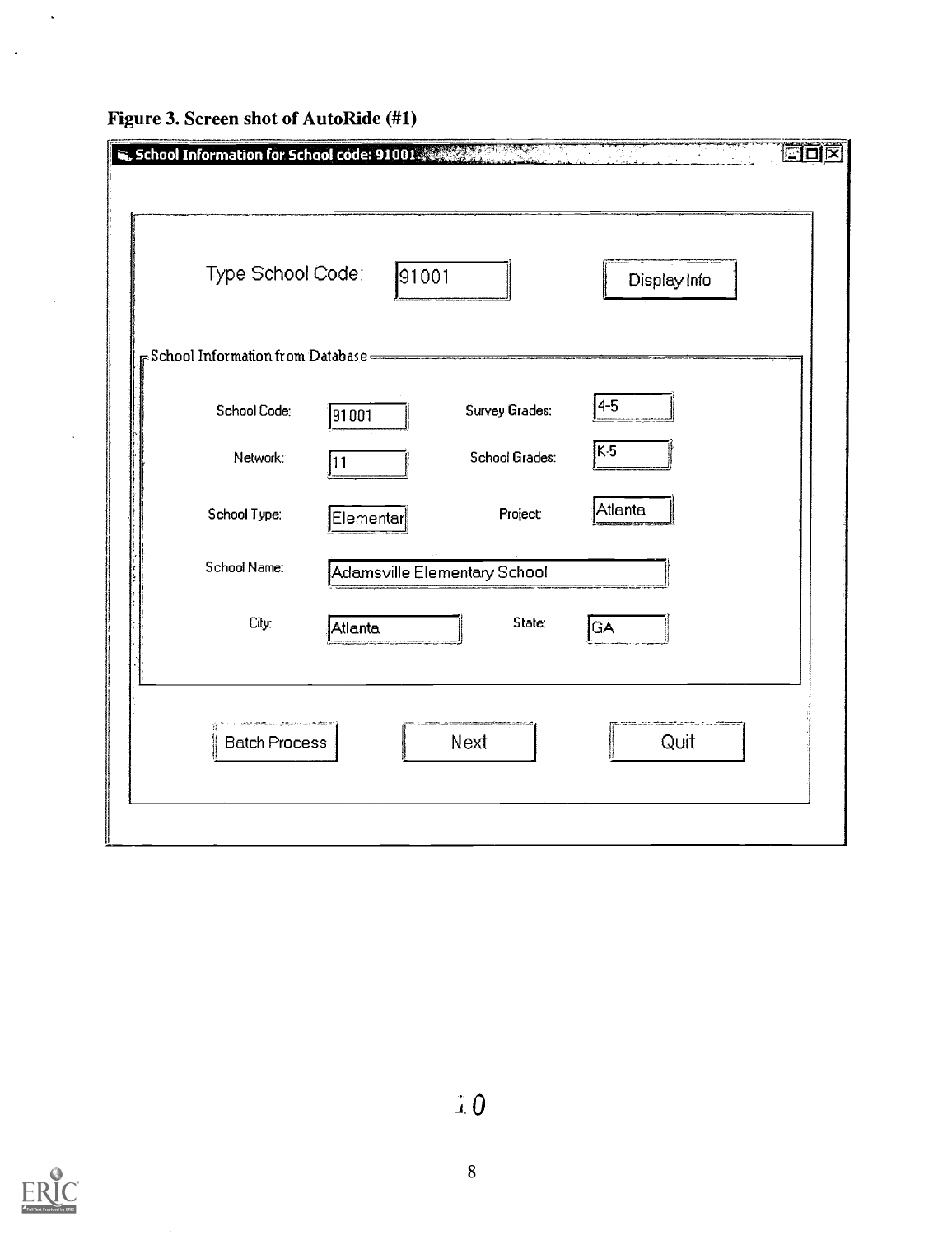**Figure 3. Screen shot of AutoRide (#1)**

School Information for School code: 91001

Type School Code: 91001 [Display Info]

School Information from Database

| | | | |
|---|---|---|---|
| School Code: | 91001 | Survey Grades: | 4-5 |
| Network: | 11 | School Grades: | K-5 |
| School Type: | Elementar | Project: | Atlanta |
| School Name: | Adamsville Elementary School | | |
| City: | Atlanta | State: | GA |

[Batch Process] [Next] [Quit]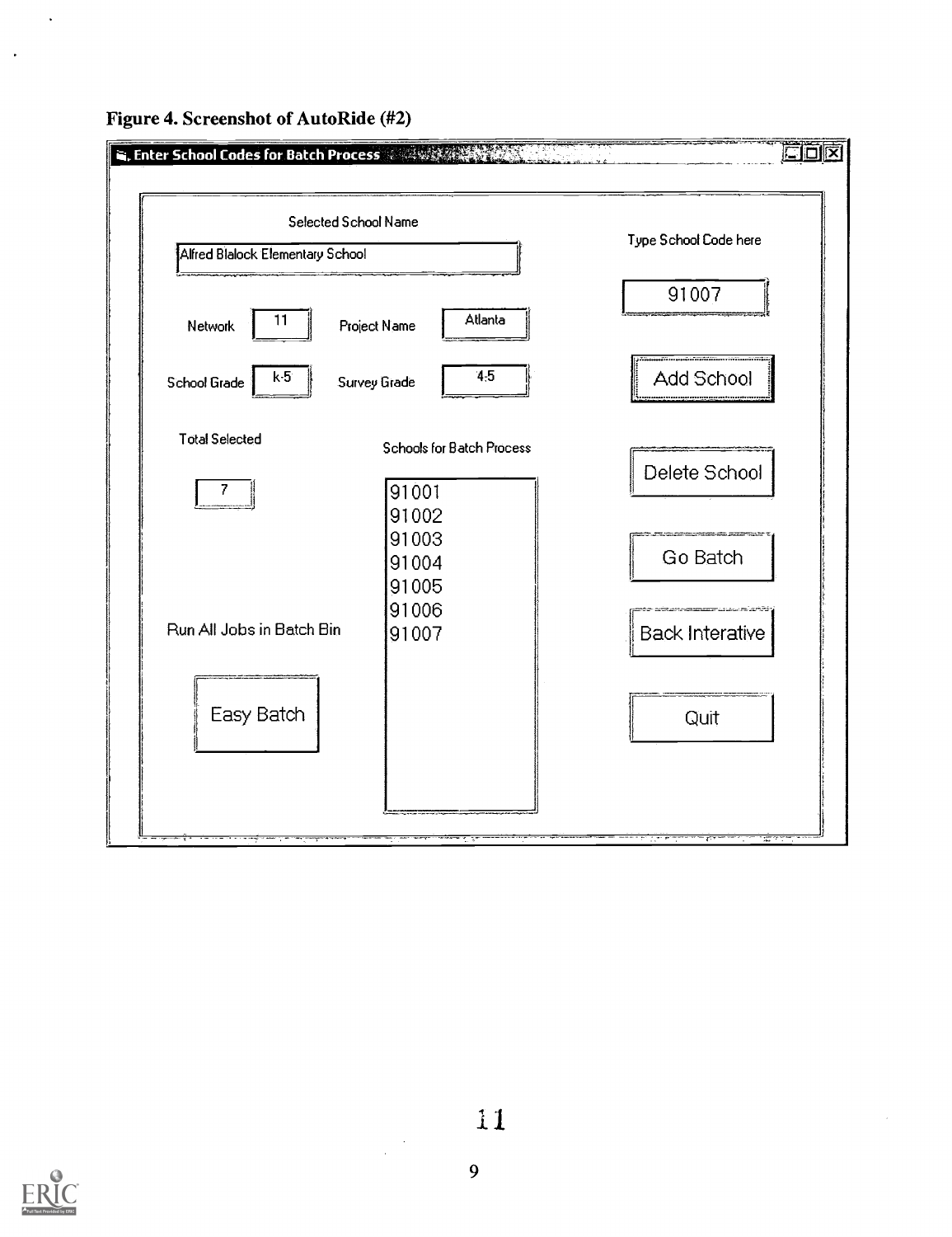**Figure 4. Screenshot of AutoRide (#2)**

Enter School Codes for Batch Process

Selected School Name

Alfred Blalock Elementary School

Type School Code here

91007

Network 11

Project Name Atlanta

School Grade k-5

Survey Grade 4-5

Add School

Total Selected

7

Schools for Batch Process

91001
91002
91003
91004
91005
91006
91007

Delete School

Go Batch

Run All Jobs in Batch Bin

Back Interative

Easy Batch

Quit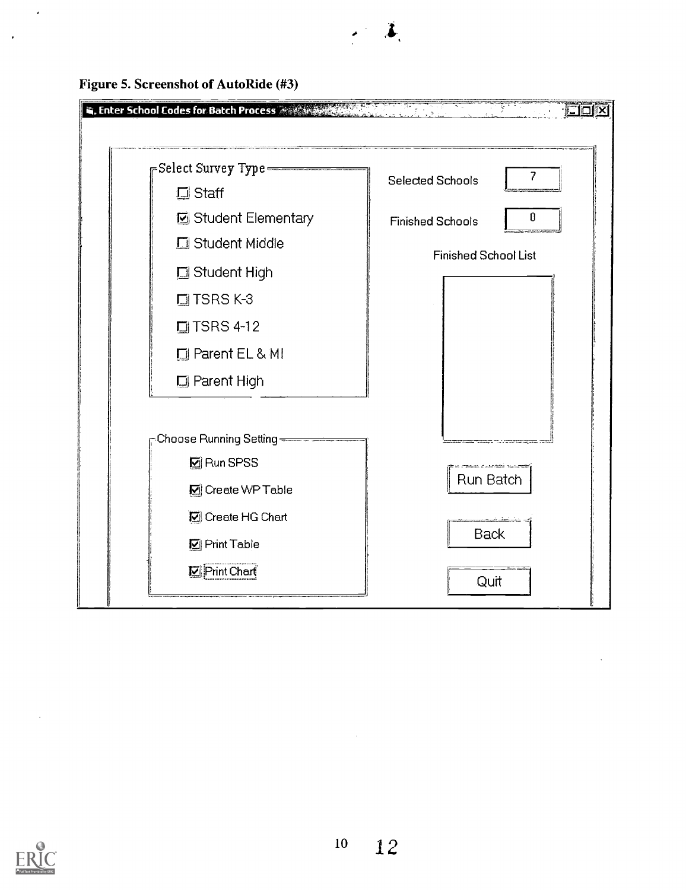**Figure 5. Screenshot of AutoRide (#3)**

Enter School Codes for Batch Process

Select Survey Type

- ☐ Staff
- ☑ Student Elementary
- ☐ Student Middle
- ☐ Student High
- ☐ TSRS K-3
- ☐ TSRS 4-12
- ☐ Parent EL & MI
- ☐ Parent High

Choose Running Setting

- ☑ Run SPSS
- ☑ Create WP Table
- ☑ Create HG Chart
- ☑ Print Table
- ☑ Print Chart

Selected Schools: 7

Finished Schools: 0

Finished School List

Run Batch

Back

Quit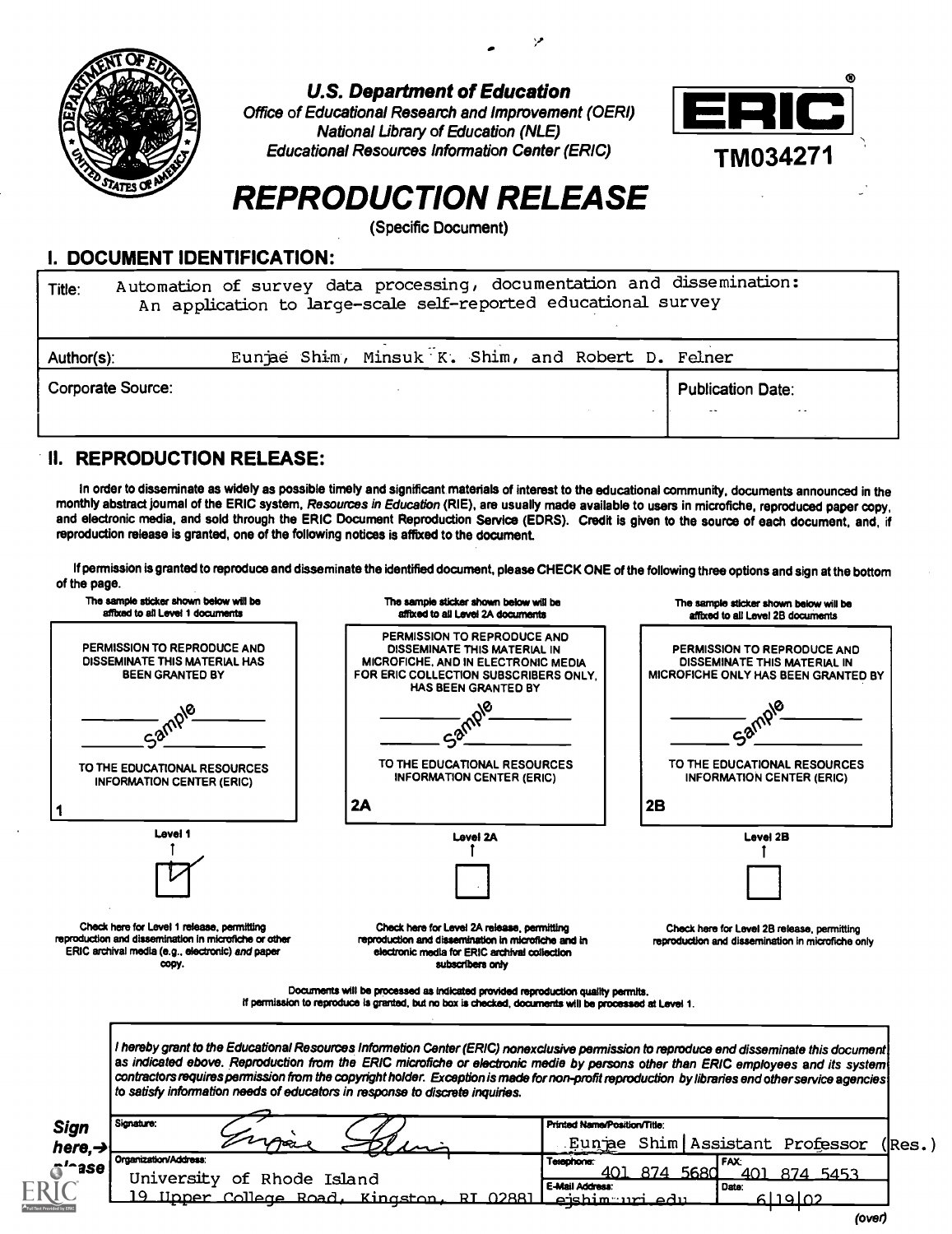**U.S. Department of Education**
*Office of Educational Research and Improvement (OERI)*
*National Library of Education (NLE)*
*Educational Resources Information Center (ERIC)*

ERIC

TM034271

# REPRODUCTION RELEASE

(Specific Document)

## I. DOCUMENT IDENTIFICATION:

| | | |
|---|---|---|
| Title: Automation of survey data processing, documentation and dissemination: An application to large-scale self-reported educational survey | | |
| Author(s): Eunjae Shim, Minsuk K. Shim, and Robert D. Felner | | |
| Corporate Source: | | Publication Date: |

## II. REPRODUCTION RELEASE:

In order to disseminate as widely as possible timely and significant materials of interest to the educational community, documents announced in the monthly abstract journal of the ERIC system, *Resources in Education* (RIE), are usually made available to users in microfiche, reproduced paper copy, and electronic media, and sold through the ERIC Document Reproduction Service (EDRS). Credit is given to the source of each document, and, if reproduction release is granted, one of the following notices is affixed to the document.

If permission is granted to reproduce and disseminate the identified document, please CHECK ONE of the following three options and sign at the bottom of the page.

| The sample sticker shown below will be affixed to all Level 1 documents | The sample sticker shown below will be affixed to all Level 2A documents | The sample sticker shown below will be affixed to all Level 2B documents |
|---|---|---|
| PERMISSION TO REPRODUCE AND DISSEMINATE THIS MATERIAL HAS BEEN GRANTED BY ___ Sample ___ TO THE EDUCATIONAL RESOURCES INFORMATION CENTER (ERIC) 1 | PERMISSION TO REPRODUCE AND DISSEMINATE THIS MATERIAL IN MICROFICHE, AND IN ELECTRONIC MEDIA FOR ERIC COLLECTION SUBSCRIBERS ONLY, HAS BEEN GRANTED BY ___ Sample ___ TO THE EDUCATIONAL RESOURCES INFORMATION CENTER (ERIC) 2A | PERMISSION TO REPRODUCE AND DISSEMINATE THIS MATERIAL IN MICROFICHE ONLY HAS BEEN GRANTED BY ___ Sample ___ TO THE EDUCATIONAL RESOURCES INFORMATION CENTER (ERIC) 2B |
| Level 1 [✓] | Level 2A [ ] | Level 2B [ ] |
| Check here for Level 1 release, permitting reproduction and dissemination in microfiche or other ERIC archival media (e.g., electronic) *and* paper copy. | Check here for Level 2A release, permitting reproduction and dissemination in microfiche and in electronic media for ERIC archival collection subscribers only | Check here for Level 2B release, permitting reproduction and dissemination in microfiche only |

Documents will be processed as indicated provided reproduction quality permits.
If permission to reproduce is granted, but no box is checked, documents will be processed at Level 1.

*I hereby grant to the Educational Resources Information Center (ERIC) nonexclusive permission to reproduce and disseminate this document as indicated above. Reproduction from the ERIC microfiche or electronic media by persons other than ERIC employees and its system contractors requires permission from the copyright holder. Exception is made for non-profit reproduction by libraries and other service agencies to satisfy information needs of educators in response to discrete inquiries.*

**Sign here, → please**

| | | |
|---|---|---|
| Signature: [signature] | Printed Name/Position/Title: Eunjae Shim \| Assistant Professor (Res.) | |
| Organization/Address: University of Rhode Island, 19 Upper College Road, Kingston, RI 02881 | Telephone: 401 874 5680 | FAX: 401 874 5453 |
| | E-Mail Address: ejshim@uri.edu | Date: 6/19/02 |

(over)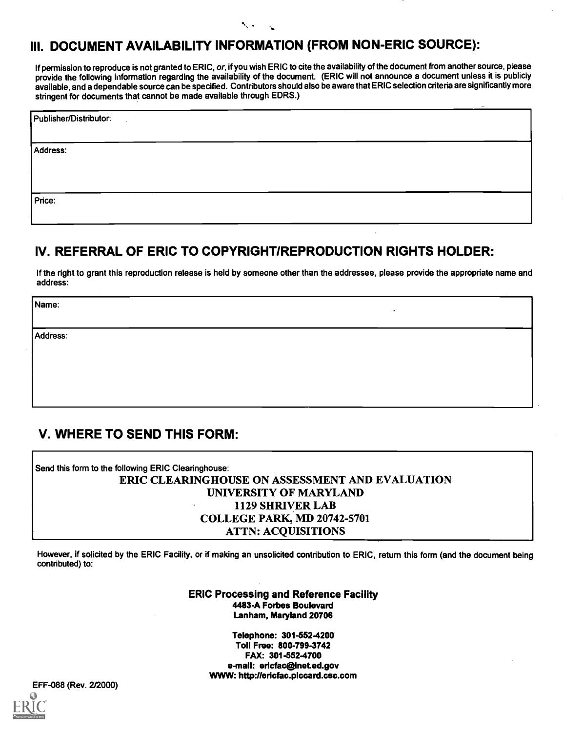## III. DOCUMENT AVAILABILITY INFORMATION (FROM NON-ERIC SOURCE):

If permission to reproduce is not granted to ERIC, *or*, if you wish ERIC to cite the availability of the document from another source, please provide the following information regarding the availability of the document. (ERIC will not announce a document unless it is publicly available, and a dependable source can be specified. Contributors should also be aware that ERIC selection criteria are significantly more stringent for documents that cannot be made available through EDRS.)

| |
|---|
| Publisher/Distributor: |
| Address: |
| Price: |

## IV. REFERRAL OF ERIC TO COPYRIGHT/REPRODUCTION RIGHTS HOLDER:

If the right to grant this reproduction release is held by someone other than the addressee, please provide the appropriate name and address:

| |
|---|
| Name: |
| Address: |

## V. WHERE TO SEND THIS FORM:

Send this form to the following ERIC Clearinghouse:

**ERIC CLEARINGHOUSE ON ASSESSMENT AND EVALUATION**
**UNIVERSITY OF MARYLAND**
**1129 SHRIVER LAB**
**COLLEGE PARK, MD 20742-5701**
**ATTN: ACQUISITIONS**

However, if solicited by the ERIC Facility, or if making an unsolicited contribution to ERIC, return this form (and the document being contributed) to:

**ERIC Processing and Reference Facility**
**4483-A Forbes Boulevard**
**Lanham, Maryland 20706**

**Telephone: 301-552-4200**
**Toll Free: 800-799-3742**
**FAX: 301-552-4700**
**e-mail: ericfac@inet.ed.gov**
**WWW: http://ericfac.piccard.csc.com**

EFF-088 (Rev. 2/2000)